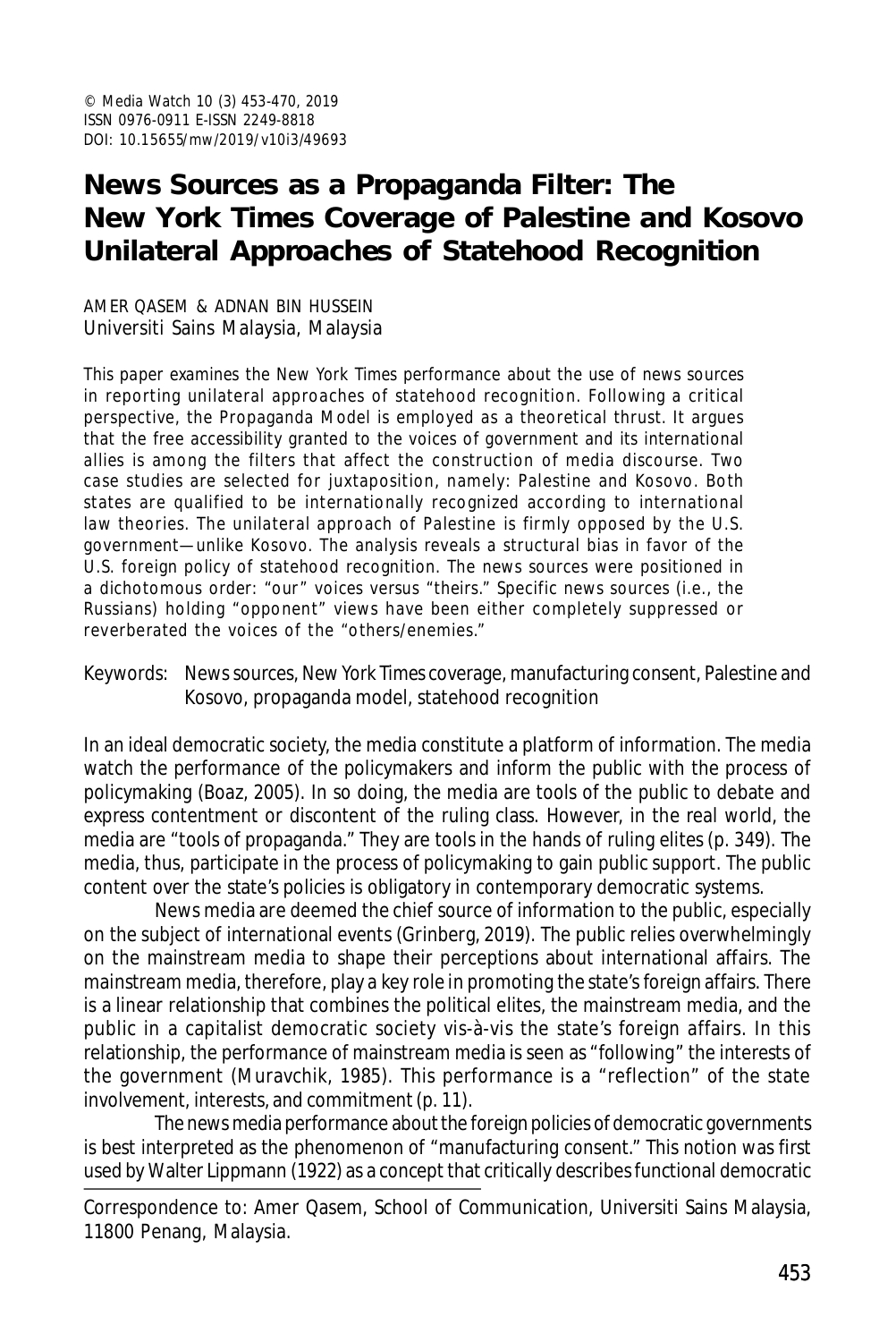© Media Watch 10 (3) 453-470, 2019
ISSN 0976-0911 E-ISSN 2249-8818
DOI: 10.15655/mw/2019/v10i3/49693

# News Sources as a Propaganda Filter: The New York Times Coverage of Palestine and Kosovo Unilateral Approaches of Statehood Recognition

AMER QASEM & ADNAN BIN HUSSEIN
Universiti Sains Malaysia, Malaysia

This paper examines the New York Times performance about the use of news sources in reporting unilateral approaches of statehood recognition. Following a critical perspective, the Propaganda Model is employed as a theoretical thrust. It argues that the free accessibility granted to the voices of government and its international allies is among the filters that affect the construction of media discourse. Two case studies are selected for juxtaposition, namely: Palestine and Kosovo. Both states are qualified to be internationally recognized according to international law theories. The unilateral approach of Palestine is firmly opposed by the U.S. government—unlike Kosovo. The analysis reveals a structural bias in favor of the U.S. foreign policy of statehood recognition. The news sources were positioned in a dichotomous order: "our" voices versus "theirs." Specific news sources (i.e., the Russians) holding "opponent" views have been either completely suppressed or reverberated the voices of the "others/enemies."

Keywords: News sources, New York Times coverage, manufacturing consent, Palestine and Kosovo, propaganda model, statehood recognition

In an ideal democratic society, the media constitute a platform of information. The media watch the performance of the policymakers and inform the public with the process of policymaking (Boaz, 2005). In so doing, the media are tools of the public to debate and express contentment or discontent of the ruling class. However, in the real world, the media are "tools of propaganda." They are tools in the hands of ruling elites (p. 349). The media, thus, participate in the process of policymaking to gain public support. The public content over the state's policies is obligatory in contemporary democratic systems.

News media are deemed the chief source of information to the public, especially on the subject of international events (Grinberg, 2019). The public relies overwhelmingly on the mainstream media to shape their perceptions about international affairs. The mainstream media, therefore, play a key role in promoting the state's foreign affairs. There is a linear relationship that combines the political elites, the mainstream media, and the public in a capitalist democratic society vis-à-vis the state's foreign affairs. In this relationship, the performance of mainstream media is seen as "following" the interests of the government (Muravchik, 1985). This performance is a "reflection" of the state involvement, interests, and commitment (p. 11).

The news media performance about the foreign policies of democratic governments is best interpreted as the phenomenon of "manufacturing consent." This notion was first used by Walter Lippmann (1922) as a concept that critically describes functional democratic

Correspondence to: Amer Qasem, School of Communication, Universiti Sains Malaysia, 11800 Penang, Malaysia.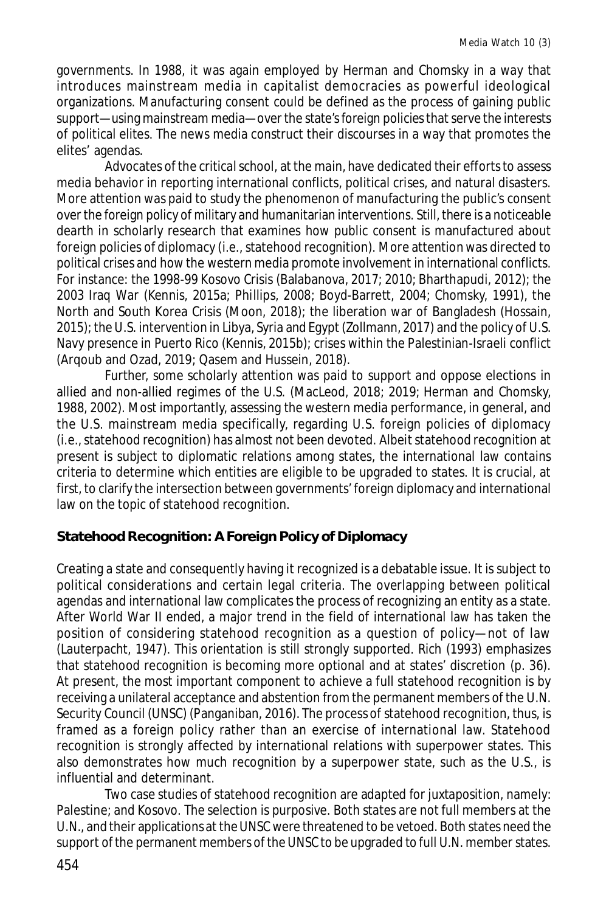governments. In 1988, it was again employed by Herman and Chomsky in a way that introduces mainstream media in capitalist democracies as powerful ideological organizations. Manufacturing consent could be defined as the process of gaining public support—using mainstream media—over the state's foreign policies that serve the interests of political elites. The news media construct their discourses in a way that promotes the elites' agendas.

Advocates of the critical school, at the main, have dedicated their efforts to assess media behavior in reporting international conflicts, political crises, and natural disasters. More attention was paid to study the phenomenon of manufacturing the public's consent over the foreign policy of military and humanitarian interventions. Still, there is a noticeable dearth in scholarly research that examines how public consent is manufactured about foreign policies of diplomacy (i.e., statehood recognition). More attention was directed to political crises and how the western media promote involvement in international conflicts. For instance: the 1998-99 Kosovo Crisis (Balabanova, 2017; 2010; Bharthapudi, 2012); the 2003 Iraq War (Kennis, 2015a; Phillips, 2008; Boyd-Barrett, 2004; Chomsky, 1991), the North and South Korea Crisis (Moon, 2018); the liberation war of Bangladesh (Hossain, 2015); the U.S. intervention in Libya, Syria and Egypt (Zollmann, 2017) and the policy of U.S. Navy presence in Puerto Rico (Kennis, 2015b); crises within the Palestinian-Israeli conflict (Arqoub and Ozad, 2019; Qasem and Hussein, 2018).

Further, some scholarly attention was paid to support and oppose elections in allied and non-allied regimes of the U.S. (MacLeod, 2018; 2019; Herman and Chomsky, 1988, 2002). Most importantly, assessing the western media performance, in general, and the U.S. mainstream media specifically, regarding U.S. foreign policies of diplomacy (i.e., statehood recognition) has almost not been devoted. Albeit statehood recognition at present is subject to diplomatic relations among states, the international law contains criteria to determine which entities are eligible to be upgraded to states. It is crucial, at first, to clarify the intersection between governments' foreign diplomacy and international law on the topic of statehood recognition.

## Statehood Recognition: A Foreign Policy of Diplomacy

Creating a state and consequently having it recognized is a debatable issue. It is subject to political considerations and certain legal criteria. The overlapping between political agendas and international law complicates the process of recognizing an entity as a state. After World War II ended, a major trend in the field of international law has taken the position of considering statehood recognition as a question of policy—not of law (Lauterpacht, 1947). This orientation is still strongly supported. Rich (1993) emphasizes that statehood recognition is becoming more optional and at states' discretion (p. 36). At present, the most important component to achieve a full statehood recognition is by receiving a unilateral acceptance and abstention from the permanent members of the U.N. Security Council (UNSC) (Panganiban, 2016). The process of statehood recognition, thus, is framed as a foreign policy rather than an exercise of international law. Statehood recognition is strongly affected by international relations with superpower states. This also demonstrates how much recognition by a superpower state, such as the U.S., is influential and determinant.

Two case studies of statehood recognition are adapted for juxtaposition, namely: Palestine; and Kosovo. The selection is purposive. Both states are not full members at the U.N., and their applications at the UNSC were threatened to be vetoed. Both states need the support of the permanent members of the UNSC to be upgraded to full U.N. member states.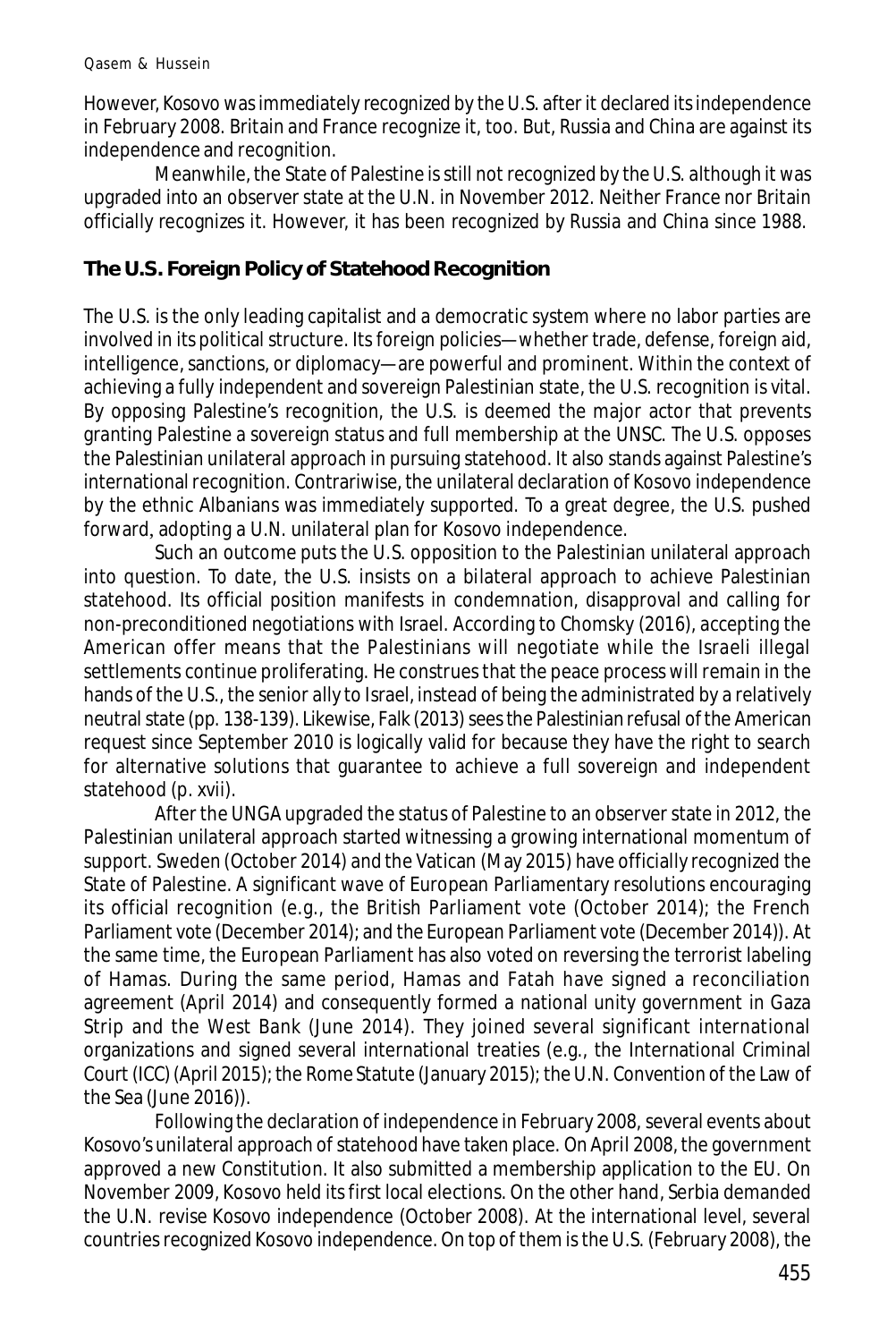However, Kosovo was immediately recognized by the U.S. after it declared its independence in February 2008. Britain and France recognize it, too. But, Russia and China are against its independence and recognition.

Meanwhile, the State of Palestine is still not recognized by the U.S. although it was upgraded into an observer state at the U.N. in November 2012. Neither France nor Britain officially recognizes it. However, it has been recognized by Russia and China since 1988.

## The U.S. Foreign Policy of Statehood Recognition

The U.S. is the only leading capitalist and a democratic system where no labor parties are involved in its political structure. Its foreign policies—whether trade, defense, foreign aid, intelligence, sanctions, or diplomacy—are powerful and prominent. Within the context of achieving a fully independent and sovereign Palestinian state, the U.S. recognition is vital. By opposing Palestine's recognition, the U.S. is deemed the major actor that prevents granting Palestine a sovereign status and full membership at the UNSC. The U.S. opposes the Palestinian unilateral approach in pursuing statehood. It also stands against Palestine's international recognition. Contrariwise, the unilateral declaration of Kosovo independence by the ethnic Albanians was immediately supported. To a great degree, the U.S. pushed forward, adopting a U.N. unilateral plan for Kosovo independence.

Such an outcome puts the U.S. opposition to the Palestinian unilateral approach into question. To date, the U.S. insists on a bilateral approach to achieve Palestinian statehood. Its official position manifests in condemnation, disapproval and calling for non-preconditioned negotiations with Israel. According to Chomsky (2016), accepting the American offer means that the Palestinians will negotiate while the Israeli illegal settlements continue proliferating. He construes that the peace process will remain in the hands of the U.S., the senior ally to Israel, instead of being the administrated by a relatively neutral state (pp. 138-139). Likewise, Falk (2013) sees the Palestinian refusal of the American request since September 2010 is logically valid for because they have the right to search for alternative solutions that guarantee to achieve a full sovereign and independent statehood (p. xvii).

After the UNGA upgraded the status of Palestine to an observer state in 2012, the Palestinian unilateral approach started witnessing a growing international momentum of support. Sweden (October 2014) and the Vatican (May 2015) have officially recognized the State of Palestine. A significant wave of European Parliamentary resolutions encouraging its official recognition (e.g., the British Parliament vote (October 2014); the French Parliament vote (December 2014); and the European Parliament vote (December 2014)). At the same time, the European Parliament has also voted on reversing the terrorist labeling of Hamas. During the same period, Hamas and Fatah have signed a reconciliation agreement (April 2014) and consequently formed a national unity government in Gaza Strip and the West Bank (June 2014). They joined several significant international organizations and signed several international treaties (e.g., the International Criminal Court (ICC) (April 2015); the Rome Statute (January 2015); the U.N. Convention of the Law of the Sea (June 2016)).

Following the declaration of independence in February 2008, several events about Kosovo's unilateral approach of statehood have taken place. On April 2008, the government approved a new Constitution. It also submitted a membership application to the EU. On November 2009, Kosovo held its first local elections. On the other hand, Serbia demanded the U.N. revise Kosovo independence (October 2008). At the international level, several countries recognized Kosovo independence. On top of them is the U.S. (February 2008), the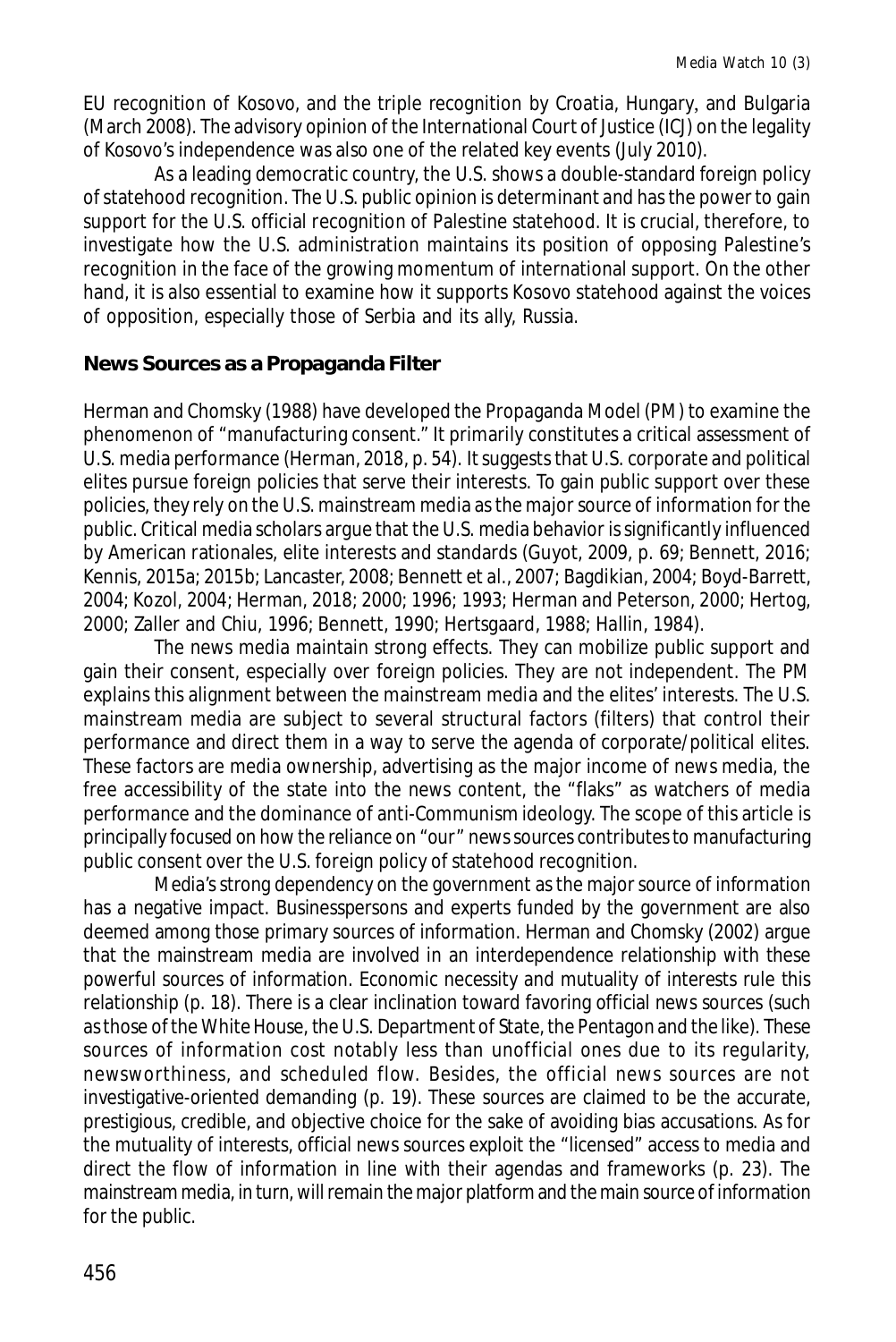EU recognition of Kosovo, and the triple recognition by Croatia, Hungary, and Bulgaria (March 2008). The advisory opinion of the International Court of Justice (ICJ) on the legality of Kosovo's independence was also one of the related key events (July 2010).

As a leading democratic country, the U.S. shows a double-standard foreign policy of statehood recognition. The U.S. public opinion is determinant and has the power to gain support for the U.S. official recognition of Palestine statehood. It is crucial, therefore, to investigate how the U.S. administration maintains its position of opposing Palestine's recognition in the face of the growing momentum of international support. On the other hand, it is also essential to examine how it supports Kosovo statehood against the voices of opposition, especially those of Serbia and its ally, Russia.

## News Sources as a Propaganda Filter

Herman and Chomsky (1988) have developed the Propaganda Model (PM) to examine the phenomenon of "manufacturing consent." It primarily constitutes a critical assessment of U.S. media performance (Herman, 2018, p. 54). It suggests that U.S. corporate and political elites pursue foreign policies that serve their interests. To gain public support over these policies, they rely on the U.S. mainstream media as the major source of information for the public. Critical media scholars argue that the U.S. media behavior is significantly influenced by American rationales, elite interests and standards (Guyot, 2009, p. 69; Bennett, 2016; Kennis, 2015a; 2015b; Lancaster, 2008; Bennett et al., 2007; Bagdikian, 2004; Boyd-Barrett, 2004; Kozol, 2004; Herman, 2018; 2000; 1996; 1993; Herman and Peterson, 2000; Hertog, 2000; Zaller and Chiu, 1996; Bennett, 1990; Hertsgaard, 1988; Hallin, 1984).

The news media maintain strong effects. They can mobilize public support and gain their consent, especially over foreign policies. They are not independent. The PM explains this alignment between the mainstream media and the elites' interests. The U.S. mainstream media are subject to several structural factors (filters) that control their performance and direct them in a way to serve the agenda of corporate/political elites. These factors are media ownership, advertising as the major income of news media, the free accessibility of the state into the news content, the "flaks" as watchers of media performance and the dominance of anti-Communism ideology. The scope of this article is principally focused on how the reliance on "our" news sources contributes to manufacturing public consent over the U.S. foreign policy of statehood recognition.

Media's strong dependency on the government as the major source of information has a negative impact. Businesspersons and experts funded by the government are also deemed among those primary sources of information. Herman and Chomsky (2002) argue that the mainstream media are involved in an interdependence relationship with these powerful sources of information. Economic necessity and mutuality of interests rule this relationship (p. 18). There is a clear inclination toward favoring official news sources (such as those of the White House, the U.S. Department of State, the Pentagon and the like). These sources of information cost notably less than unofficial ones due to its regularity, newsworthiness, and scheduled flow. Besides, the official news sources are not investigative-oriented demanding (p. 19). These sources are claimed to be the accurate, prestigious, credible, and objective choice for the sake of avoiding bias accusations. As for the mutuality of interests, official news sources exploit the "licensed" access to media and direct the flow of information in line with their agendas and frameworks (p. 23). The mainstream media, in turn, will remain the major platform and the main source of information for the public.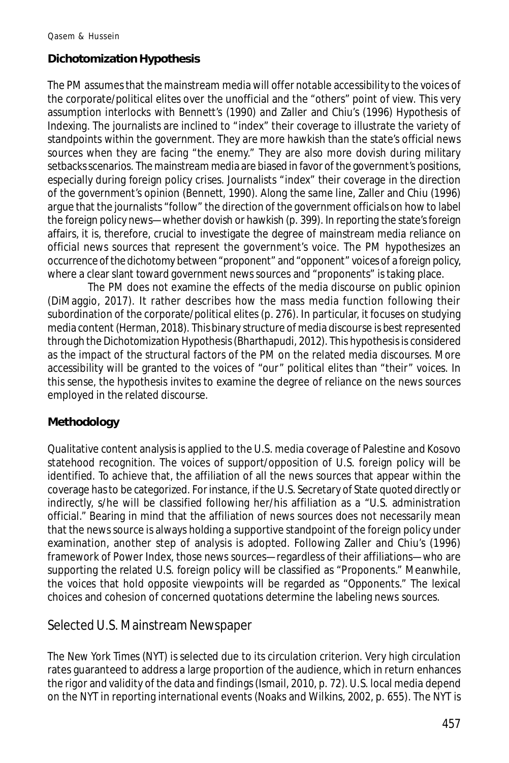## Dichotomization Hypothesis

The PM assumes that the mainstream media will offer notable accessibility to the voices of the corporate/political elites over the unofficial and the "others" point of view. This very assumption interlocks with Bennett's (1990) and Zaller and Chiu's (1996) Hypothesis of Indexing. The journalists are inclined to "index" their coverage to illustrate the variety of standpoints within the government. They are more hawkish than the state's official news sources when they are facing "the enemy." They are also more dovish during military setbacks scenarios. The mainstream media are biased in favor of the government's positions, especially during foreign policy crises. Journalists "index" their coverage in the direction of the government's opinion (Bennett, 1990). Along the same line, Zaller and Chiu (1996) argue that the journalists "follow" the direction of the government officials on how to label the foreign policy news—whether dovish or hawkish (p. 399). In reporting the state's foreign affairs, it is, therefore, crucial to investigate the degree of mainstream media reliance on official news sources that represent the government's voice. The PM hypothesizes an occurrence of the dichotomy between "proponent" and "opponent" voices of a foreign policy, where a clear slant toward government news sources and "proponents" is taking place.

The PM does not examine the effects of the media discourse on public opinion (DiMaggio, 2017). It rather describes how the mass media function following their subordination of the corporate/political elites (p. 276). In particular, it focuses on studying media content (Herman, 2018). This binary structure of media discourse is best represented through the Dichotomization Hypothesis (Bharthapudi, 2012). This hypothesis is considered as the impact of the structural factors of the PM on the related media discourses. More accessibility will be granted to the voices of "our" political elites than "their" voices. In this sense, the hypothesis invites to examine the degree of reliance on the news sources employed in the related discourse.

## Methodology

Qualitative content analysis is applied to the U.S. media coverage of Palestine and Kosovo statehood recognition. The voices of support/opposition of U.S. foreign policy will be identified. To achieve that, the affiliation of all the news sources that appear within the coverage has to be categorized. For instance, if the U.S. Secretary of State quoted directly or indirectly, s/he will be classified following her/his affiliation as a "U.S. administration official." Bearing in mind that the affiliation of news sources does not necessarily mean that the news source is always holding a supportive standpoint of the foreign policy under examination, another step of analysis is adopted. Following Zaller and Chiu's (1996) framework of Power Index, those news sources—regardless of their affiliations—who are supporting the related U.S. foreign policy will be classified as "Proponents." Meanwhile, the voices that hold opposite viewpoints will be regarded as "Opponents." The lexical choices and cohesion of concerned quotations determine the labeling news sources.

### Selected U.S. Mainstream Newspaper

The New York Times (NYT) is selected due to its circulation criterion. Very high circulation rates guaranteed to address a large proportion of the audience, which in return enhances the rigor and validity of the data and findings (Ismail, 2010, p. 72). U.S. local media depend on the NYT in reporting international events (Noaks and Wilkins, 2002, p. 655). The NYT is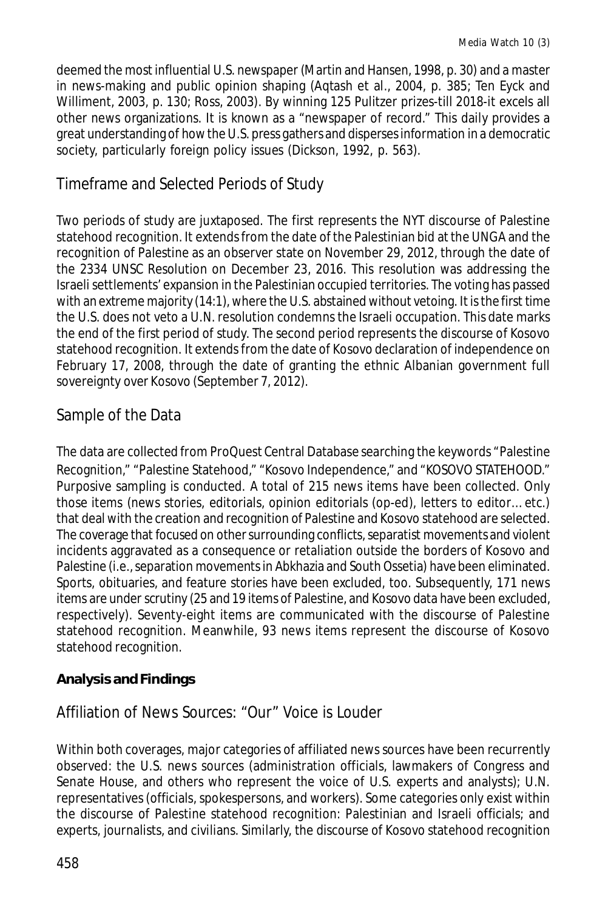deemed the most influential U.S. newspaper (Martin and Hansen, 1998, p. 30) and a master in news-making and public opinion shaping (Aqtash et al., 2004, p. 385; Ten Eyck and Williment, 2003, p. 130; Ross, 2003). By winning 125 Pulitzer prizes-till 2018-it excels all other news organizations. It is known as a "newspaper of record." This daily provides a great understanding of how the U.S. press gathers and disperses information in a democratic society, particularly foreign policy issues (Dickson, 1992, p. 563).

## Timeframe and Selected Periods of Study

Two periods of study are juxtaposed. The first represents the NYT discourse of Palestine statehood recognition. It extends from the date of the Palestinian bid at the UNGA and the recognition of Palestine as an observer state on November 29, 2012, through the date of the 2334 UNSC Resolution on December 23, 2016. This resolution was addressing the Israeli settlements' expansion in the Palestinian occupied territories. The voting has passed with an extreme majority (14:1), where the U.S. abstained without vetoing. It is the first time the U.S. does not veto a U.N. resolution condemns the Israeli occupation. This date marks the end of the first period of study. The second period represents the discourse of Kosovo statehood recognition. It extends from the date of Kosovo declaration of independence on February 17, 2008, through the date of granting the ethnic Albanian government full sovereignty over Kosovo (September 7, 2012).

## Sample of the Data

The data are collected from ProQuest Central Database searching the keywords "Palestine Recognition," "Palestine Statehood," "Kosovo Independence," and "KOSOVO STATEHOOD." Purposive sampling is conducted. A total of 215 news items have been collected. Only those items (news stories, editorials, opinion editorials (op-ed), letters to editor... etc.) that deal with the creation and recognition of Palestine and Kosovo statehood are selected. The coverage that focused on other surrounding conflicts, separatist movements and violent incidents aggravated as a consequence or retaliation outside the borders of Kosovo and Palestine (i.e., separation movements in Abkhazia and South Ossetia) have been eliminated. Sports, obituaries, and feature stories have been excluded, too. Subsequently, 171 news items are under scrutiny (25 and 19 items of Palestine, and Kosovo data have been excluded, respectively). Seventy-eight items are communicated with the discourse of Palestine statehood recognition. Meanwhile, 93 news items represent the discourse of Kosovo statehood recognition.

**Analysis and Findings**

## Affiliation of News Sources: "Our" Voice is Louder

Within both coverages, major categories of affiliated news sources have been recurrently observed: the U.S. news sources (administration officials, lawmakers of Congress and Senate House, and others who represent the voice of U.S. experts and analysts); U.N. representatives (officials, spokespersons, and workers). Some categories only exist within the discourse of Palestine statehood recognition: Palestinian and Israeli officials; and experts, journalists, and civilians. Similarly, the discourse of Kosovo statehood recognition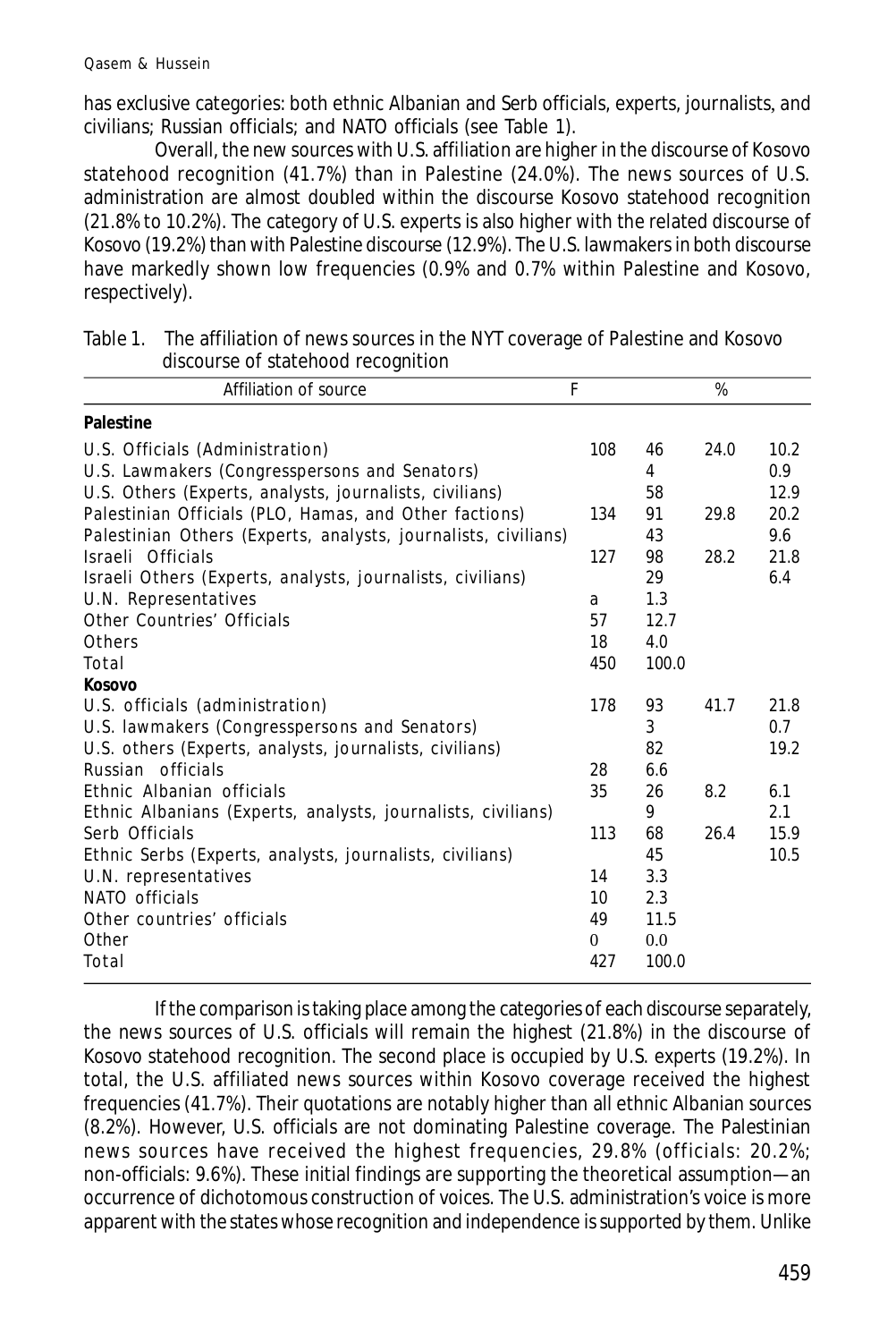has exclusive categories: both ethnic Albanian and Serb officials, experts, journalists, and civilians; Russian officials; and NATO officials (see Table 1).

Overall, the new sources with U.S. affiliation are higher in the discourse of Kosovo statehood recognition (41.7%) than in Palestine (24.0%). The news sources of U.S. administration are almost doubled within the discourse Kosovo statehood recognition (21.8% to 10.2%). The category of U.S. experts is also higher with the related discourse of Kosovo (19.2%) than with Palestine discourse (12.9%). The U.S. lawmakers in both discourse have markedly shown low frequencies (0.9% and 0.7% within Palestine and Kosovo, respectively).

Table 1. The affiliation of news sources in the NYT coverage of Palestine and Kosovo discourse of statehood recognition

| Affiliation of source | F | | % | |
|---|---|---|---|---|
| **Palestine** | | | | |
| U.S. Officials (Administration) | 108 | 46 | 24.0 | 10.2 |
| U.S. Lawmakers (Congresspersons and Senators) | | 4 | | 0.9 |
| U.S. Others (Experts, analysts, journalists, civilians) | | 58 | | 12.9 |
| Palestinian Officials (PLO, Hamas, and Other factions) | 134 | 91 | 29.8 | 20.2 |
| Palestinian Others (Experts, analysts, journalists, civilians) | | 43 | | 9.6 |
| Israeli Officials | 127 | 98 | 28.2 | 21.8 |
| Israeli Others (Experts, analysts, journalists, civilians) | | 29 | | 6.4 |
| U.N. Representatives | a | 1.3 | | |
| Other Countries' Officials | 57 | 12.7 | | |
| Others | 18 | 4.0 | | |
| Total | 450 | 100.0 | | |
| **Kosovo** | | | | |
| U.S. officials (administration) | 178 | 93 | 41.7 | 21.8 |
| U.S. lawmakers (Congresspersons and Senators) | | 3 | | 0.7 |
| U.S. others (Experts, analysts, journalists, civilians) | | 82 | | 19.2 |
| Russian officials | 28 | 6.6 | | |
| Ethnic Albanian officials | 35 | 26 | 8.2 | 6.1 |
| Ethnic Albanians (Experts, analysts, journalists, civilians) | | 9 | | 2.1 |
| Serb Officials | 113 | 68 | 26.4 | 15.9 |
| Ethnic Serbs (Experts, analysts, journalists, civilians) | | 45 | | 10.5 |
| U.N. representatives | 14 | 3.3 | | |
| NATO officials | 10 | 2.3 | | |
| Other countries' officials | 49 | 11.5 | | |
| Other | 0 | 0.0 | | |
| Total | 427 | 100.0 | | |

If the comparison is taking place among the categories of each discourse separately, the news sources of U.S. officials will remain the highest (21.8%) in the discourse of Kosovo statehood recognition. The second place is occupied by U.S. experts (19.2%). In total, the U.S. affiliated news sources within Kosovo coverage received the highest frequencies (41.7%). Their quotations are notably higher than all ethnic Albanian sources (8.2%). However, U.S. officials are not dominating Palestine coverage. The Palestinian news sources have received the highest frequencies, 29.8% (officials: 20.2%; non-officials: 9.6%). These initial findings are supporting the theoretical assumption—an occurrence of dichotomous construction of voices. The U.S. administration's voice is more apparent with the states whose recognition and independence is supported by them. Unlike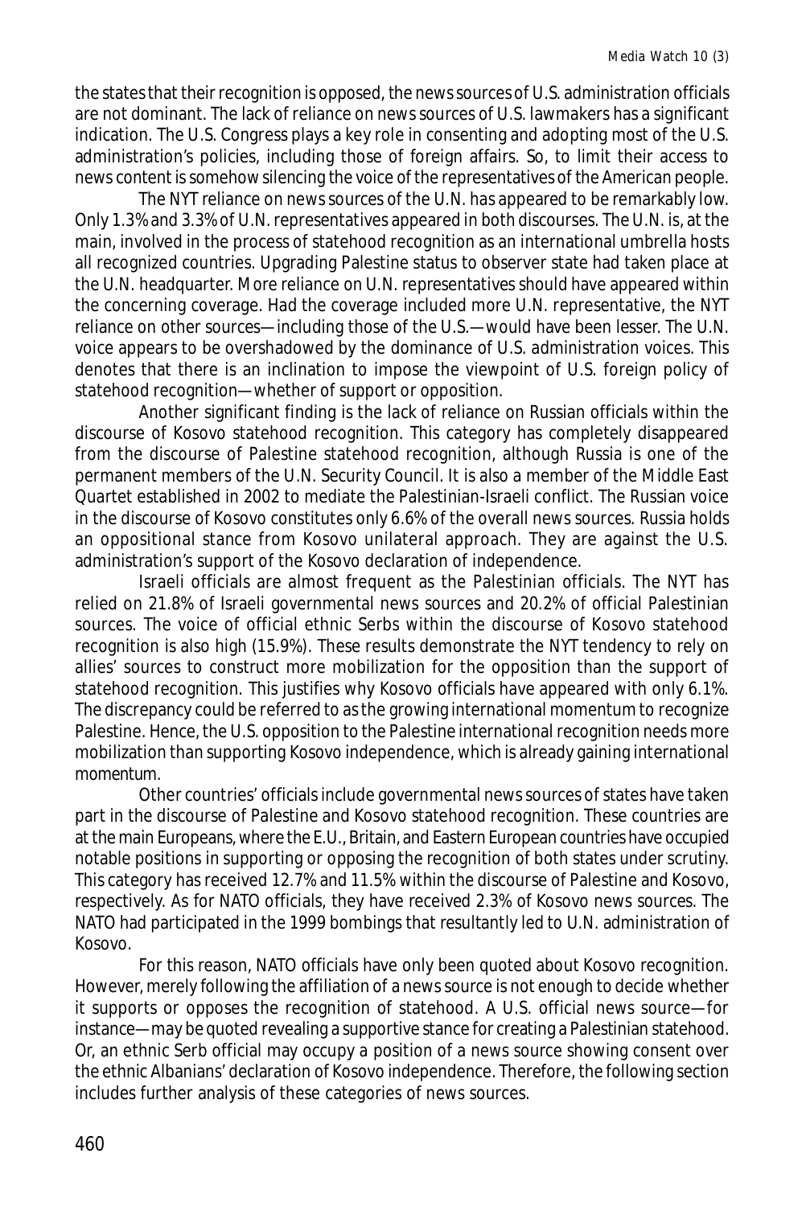the states that their recognition is opposed, the news sources of U.S. administration officials are not dominant. The lack of reliance on news sources of U.S. lawmakers has a significant indication. The U.S. Congress plays a key role in consenting and adopting most of the U.S. administration's policies, including those of foreign affairs. So, to limit their access to news content is somehow silencing the voice of the representatives of the American people.

The NYT reliance on news sources of the U.N. has appeared to be remarkably low. Only 1.3% and 3.3% of U.N. representatives appeared in both discourses. The U.N. is, at the main, involved in the process of statehood recognition as an international umbrella hosts all recognized countries. Upgrading Palestine status to observer state had taken place at the U.N. headquarter. More reliance on U.N. representatives should have appeared within the concerning coverage. Had the coverage included more U.N. representative, the NYT reliance on other sources—including those of the U.S.—would have been lesser. The U.N. voice appears to be overshadowed by the dominance of U.S. administration voices. This denotes that there is an inclination to impose the viewpoint of U.S. foreign policy of statehood recognition—whether of support or opposition.

Another significant finding is the lack of reliance on Russian officials within the discourse of Kosovo statehood recognition. This category has completely disappeared from the discourse of Palestine statehood recognition, although Russia is one of the permanent members of the U.N. Security Council. It is also a member of the Middle East Quartet established in 2002 to mediate the Palestinian-Israeli conflict. The Russian voice in the discourse of Kosovo constitutes only 6.6% of the overall news sources. Russia holds an oppositional stance from Kosovo unilateral approach. They are against the U.S. administration's support of the Kosovo declaration of independence.

Israeli officials are almost frequent as the Palestinian officials. The NYT has relied on 21.8% of Israeli governmental news sources and 20.2% of official Palestinian sources. The voice of official ethnic Serbs within the discourse of Kosovo statehood recognition is also high (15.9%). These results demonstrate the NYT tendency to rely on allies' sources to construct more mobilization for the opposition than the support of statehood recognition. This justifies why Kosovo officials have appeared with only 6.1%. The discrepancy could be referred to as the growing international momentum to recognize Palestine. Hence, the U.S. opposition to the Palestine international recognition needs more mobilization than supporting Kosovo independence, which is already gaining international momentum.

Other countries' officials include governmental news sources of states have taken part in the discourse of Palestine and Kosovo statehood recognition. These countries are at the main Europeans, where the E.U., Britain, and Eastern European countries have occupied notable positions in supporting or opposing the recognition of both states under scrutiny. This category has received 12.7% and 11.5% within the discourse of Palestine and Kosovo, respectively. As for NATO officials, they have received 2.3% of Kosovo news sources. The NATO had participated in the 1999 bombings that resultantly led to U.N. administration of Kosovo.

For this reason, NATO officials have only been quoted about Kosovo recognition. However, merely following the affiliation of a news source is not enough to decide whether it supports or opposes the recognition of statehood. A U.S. official news source—for instance—may be quoted revealing a supportive stance for creating a Palestinian statehood. Or, an ethnic Serb official may occupy a position of a news source showing consent over the ethnic Albanians' declaration of Kosovo independence. Therefore, the following section includes further analysis of these categories of news sources.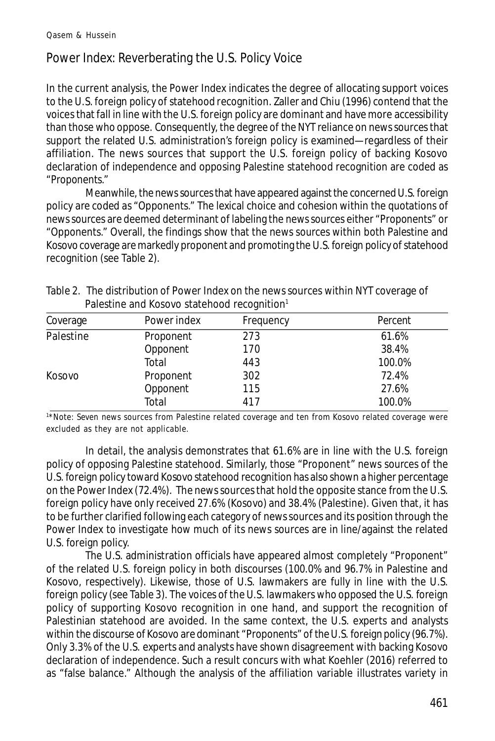## Power Index: Reverberating the U.S. Policy Voice

In the current analysis, the Power Index indicates the degree of allocating support voices to the U.S. foreign policy of statehood recognition. Zaller and Chiu (1996) contend that the voices that fall in line with the U.S. foreign policy are dominant and have more accessibility than those who oppose. Consequently, the degree of the NYT reliance on news sources that support the related U.S. administration's foreign policy is examined—regardless of their affiliation. The news sources that support the U.S. foreign policy of backing Kosovo declaration of independence and opposing Palestine statehood recognition are coded as "Proponents."

Meanwhile, the news sources that have appeared against the concerned U.S. foreign policy are coded as "Opponents." The lexical choice and cohesion within the quotations of news sources are deemed determinant of labeling the news sources either "Proponents" or "Opponents." Overall, the findings show that the news sources within both Palestine and Kosovo coverage are markedly proponent and promoting the U.S. foreign policy of statehood recognition (see Table 2).

Table 2. The distribution of Power Index on the news sources within NYT coverage of Palestine and Kosovo statehood recognition[1]

| Coverage | Power index | Frequency | Percent |
|---|---|---|---|
| Palestine | Proponent | 273 | 61.6% |
| | Opponent | 170 | 38.4% |
| | Total | 443 | 100.0% |
| Kosovo | Proponent | 302 | 72.4% |
| | Opponent | 115 | 27.6% |
| | Total | 417 | 100.0% |

[1]*Note: Seven news sources from Palestine related coverage and ten from Kosovo related coverage were excluded as they are not applicable.

In detail, the analysis demonstrates that 61.6% are in line with the U.S. foreign policy of opposing Palestine statehood. Similarly, those "Proponent" news sources of the U.S. foreign policy toward Kosovo statehood recognition has also shown a higher percentage on the Power Index (72.4%). The news sources that hold the opposite stance from the U.S. foreign policy have only received 27.6% (Kosovo) and 38.4% (Palestine). Given that, it has to be further clarified following each category of news sources and its position through the Power Index to investigate how much of its news sources are in line/against the related U.S. foreign policy.

The U.S. administration officials have appeared almost completely "Proponent" of the related U.S. foreign policy in both discourses (100.0% and 96.7% in Palestine and Kosovo, respectively). Likewise, those of U.S. lawmakers are fully in line with the U.S. foreign policy (see Table 3). The voices of the U.S. lawmakers who opposed the U.S. foreign policy of supporting Kosovo recognition in one hand, and support the recognition of Palestinian statehood are avoided. In the same context, the U.S. experts and analysts within the discourse of Kosovo are dominant "Proponents" of the U.S. foreign policy (96.7%). Only 3.3% of the U.S. experts and analysts have shown disagreement with backing Kosovo declaration of independence. Such a result concurs with what Koehler (2016) referred to as "false balance." Although the analysis of the affiliation variable illustrates variety in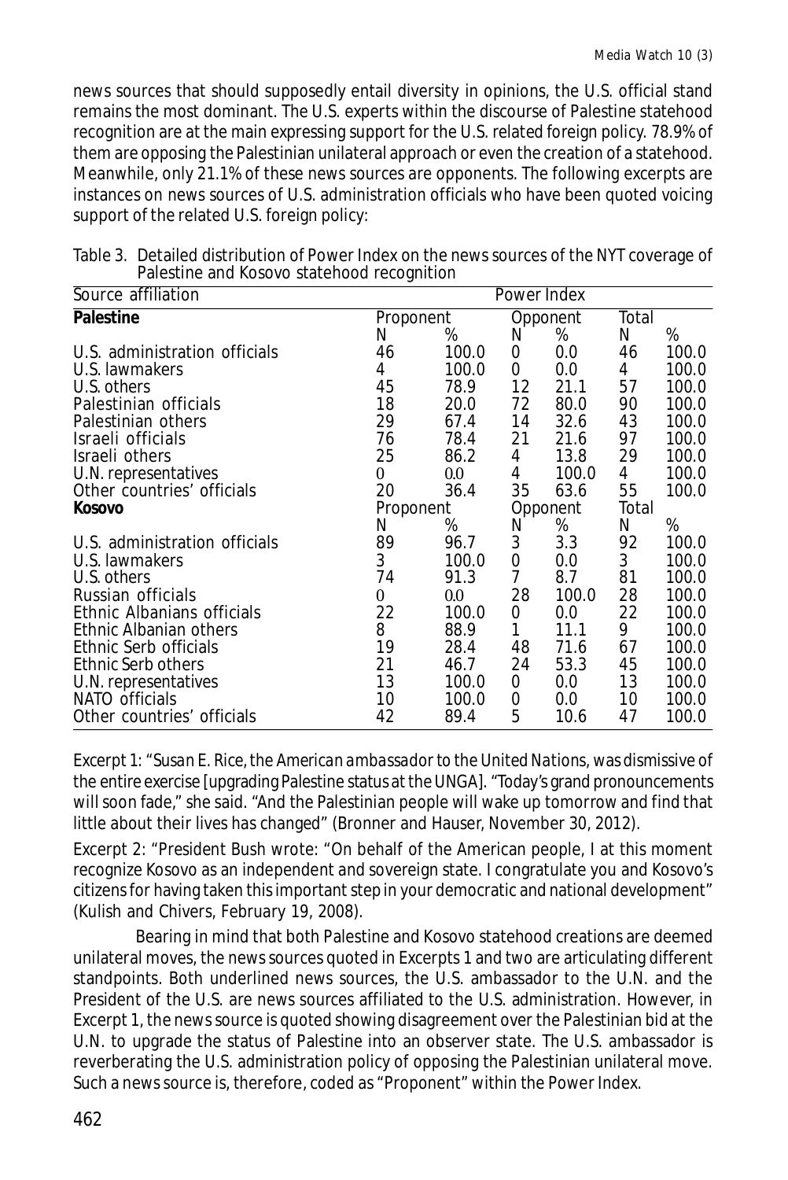news sources that should supposedly entail diversity in opinions, the U.S. official stand remains the most dominant. The U.S. experts within the discourse of Palestine statehood recognition are at the main expressing support for the U.S. related foreign policy. 78.9% of them are opposing the Palestinian unilateral approach or even the creation of a statehood. Meanwhile, only 21.1% of these news sources are opponents. The following excerpts are instances on news sources of U.S. administration officials who have been quoted voicing support of the related U.S. foreign policy:

Table 3. Detailed distribution of Power Index on the news sources of the NYT coverage of Palestine and Kosovo statehood recognition

| Source affiliation | Power Index | | | | | |
|---|---|---|---|---|---|---|
| **Palestine** | Proponent | | Opponent | | Total | |
| | N | % | N | % | N | % |
| U.S. administration officials | 46 | 100.0 | 0 | 0.0 | 46 | 100.0 |
| U.S. lawmakers | 4 | 100.0 | 0 | 0.0 | 4 | 100.0 |
| U.S. others | 45 | 78.9 | 12 | 21.1 | 57 | 100.0 |
| Palestinian officials | 18 | 20.0 | 72 | 80.0 | 90 | 100.0 |
| Palestinian others | 29 | 67.4 | 14 | 32.6 | 43 | 100.0 |
| Israeli officials | 76 | 78.4 | 21 | 21.6 | 97 | 100.0 |
| Israeli others | 25 | 86.2 | 4 | 13.8 | 29 | 100.0 |
| U.N. representatives | 0 | 0.0 | 4 | 100.0 | 4 | 100.0 |
| Other countries' officials | 20 | 36.4 | 35 | 63.6 | 55 | 100.0 |
| **Kosovo** | Proponent | | Opponent | | Total | |
| | N | % | N | % | N | % |
| U.S. administration officials | 89 | 96.7 | 3 | 3.3 | 92 | 100.0 |
| U.S. lawmakers | 3 | 100.0 | 0 | 0.0 | 3 | 100.0 |
| U.S. others | 74 | 91.3 | 7 | 8.7 | 81 | 100.0 |
| Russian officials | 0 | 0.0 | 28 | 100.0 | 28 | 100.0 |
| Ethnic Albanians officials | 22 | 100.0 | 0 | 0.0 | 22 | 100.0 |
| Ethnic Albanian others | 8 | 88.9 | 1 | 11.1 | 9 | 100.0 |
| Ethnic Serb officials | 19 | 28.4 | 48 | 71.6 | 67 | 100.0 |
| Ethnic Serb others | 21 | 46.7 | 24 | 53.3 | 45 | 100.0 |
| U.N. representatives | 13 | 100.0 | 0 | 0.0 | 13 | 100.0 |
| NATO officials | 10 | 100.0 | 0 | 0.0 | 10 | 100.0 |
| Other countries' officials | 42 | 89.4 | 5 | 10.6 | 47 | 100.0 |

Excerpt 1: "Susan E. Rice, the American ambassador to the United Nations, was dismissive of the entire exercise [upgrading Palestine status at the UNGA]. "Today's grand pronouncements will soon fade," she said. "And the Palestinian people will wake up tomorrow and find that little about their lives has changed" (Bronner and Hauser, November 30, 2012).

Excerpt 2: "President Bush wrote: "On behalf of the American people, I at this moment recognize Kosovo as an independent and sovereign state. I congratulate you and Kosovo's citizens for having taken this important step in your democratic and national development" (Kulish and Chivers, February 19, 2008).

Bearing in mind that both Palestine and Kosovo statehood creations are deemed unilateral moves, the news sources quoted in Excerpts 1 and two are articulating different standpoints. Both underlined news sources, the U.S. ambassador to the U.N. and the President of the U.S. are news sources affiliated to the U.S. administration. However, in Excerpt 1, the news source is quoted showing disagreement over the Palestinian bid at the U.N. to upgrade the status of Palestine into an observer state. The U.S. ambassador is reverberating the U.S. administration policy of opposing the Palestinian unilateral move. Such a news source is, therefore, coded as "Proponent" within the Power Index.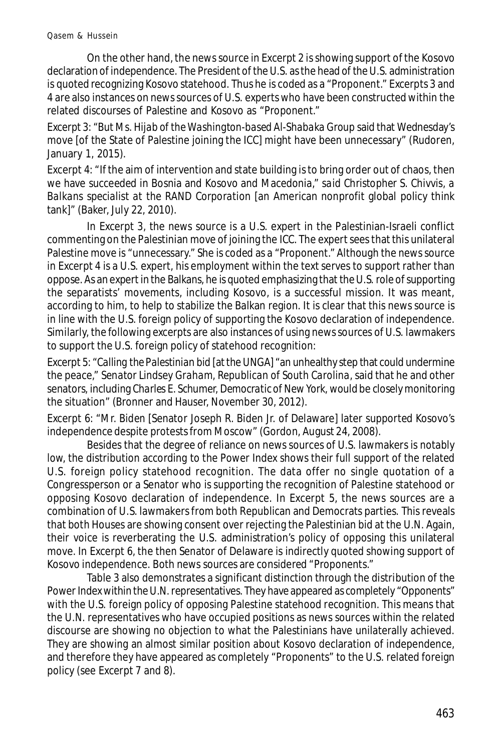On the other hand, the news source in Excerpt 2 is showing support of the Kosovo declaration of independence. The President of the U.S. as the head of the U.S. administration is quoted recognizing Kosovo statehood. Thus he is coded as a "Proponent." Excerpts 3 and 4 are also instances on news sources of U.S. experts who have been constructed within the related discourses of Palestine and Kosovo as "Proponent."

Excerpt 3: "*But Ms. Hijab of the Washington-based Al-Shabaka Group said that Wednesday's move [of the State of Palestine joining the ICC] might have been unnecessary*" (Rudoren, January 1, 2015).

Excerpt 4: "*If the aim of intervention and state building is to bring order out of chaos, then we have succeeded in Bosnia and Kosovo and Macedonia," said Christopher S. Chivvis, a Balkans specialist at the RAND Corporation [an American nonprofit global policy think tank]*" (Baker, July 22, 2010).

In Excerpt 3, the news source is a U.S. expert in the Palestinian-Israeli conflict commenting on the Palestinian move of joining the ICC. The expert sees that this unilateral Palestine move is "unnecessary." She is coded as a "Proponent." Although the news source in Excerpt 4 is a U.S. expert, his employment within the text serves to support rather than oppose. As an expert in the Balkans, he is quoted emphasizing that the U.S. role of supporting the separatists' movements, including Kosovo, is a successful mission. It was meant, according to him, to help to stabilize the Balkan region. It is clear that this news source is in line with the U.S. foreign policy of supporting the Kosovo declaration of independence. Similarly, the following excerpts are also instances of using news sources of U.S. lawmakers to support the U.S. foreign policy of statehood recognition:

Excerpt 5: "*Calling the Palestinian bid [at the UNGA] "an unhealthy step that could undermine the peace," Senator Lindsey Graham, Republican of South Carolina, said that he and other senators, including Charles E. Schumer, Democratic of New York, would be closely monitoring the situation*" (Bronner and Hauser, November 30, 2012).

Excerpt 6: "*Mr. Biden [Senator Joseph R. Biden Jr. of Delaware] later supported Kosovo's independence despite protests from Moscow*" (Gordon, August 24, 2008).

Besides that the degree of reliance on news sources of U.S. lawmakers is notably low, the distribution according to the Power Index shows their full support of the related U.S. foreign policy statehood recognition. The data offer no single quotation of a Congressperson or a Senator who is supporting the recognition of Palestine statehood or opposing Kosovo declaration of independence. In Excerpt 5, the news sources are a combination of U.S. lawmakers from both Republican and Democrats parties. This reveals that both Houses are showing consent over rejecting the Palestinian bid at the U.N. Again, their voice is reverberating the U.S. administration's policy of opposing this unilateral move. In Excerpt 6, the then Senator of Delaware is indirectly quoted showing support of Kosovo independence. Both news sources are considered "Proponents."

Table 3 also demonstrates a significant distinction through the distribution of the Power Index within the U.N. representatives. They have appeared as completely "Opponents" with the U.S. foreign policy of opposing Palestine statehood recognition. This means that the U.N. representatives who have occupied positions as news sources within the related discourse are showing no objection to what the Palestinians have unilaterally achieved. They are showing an almost similar position about Kosovo declaration of independence, and therefore they have appeared as completely "Proponents" to the U.S. related foreign policy (see Excerpt 7 and 8).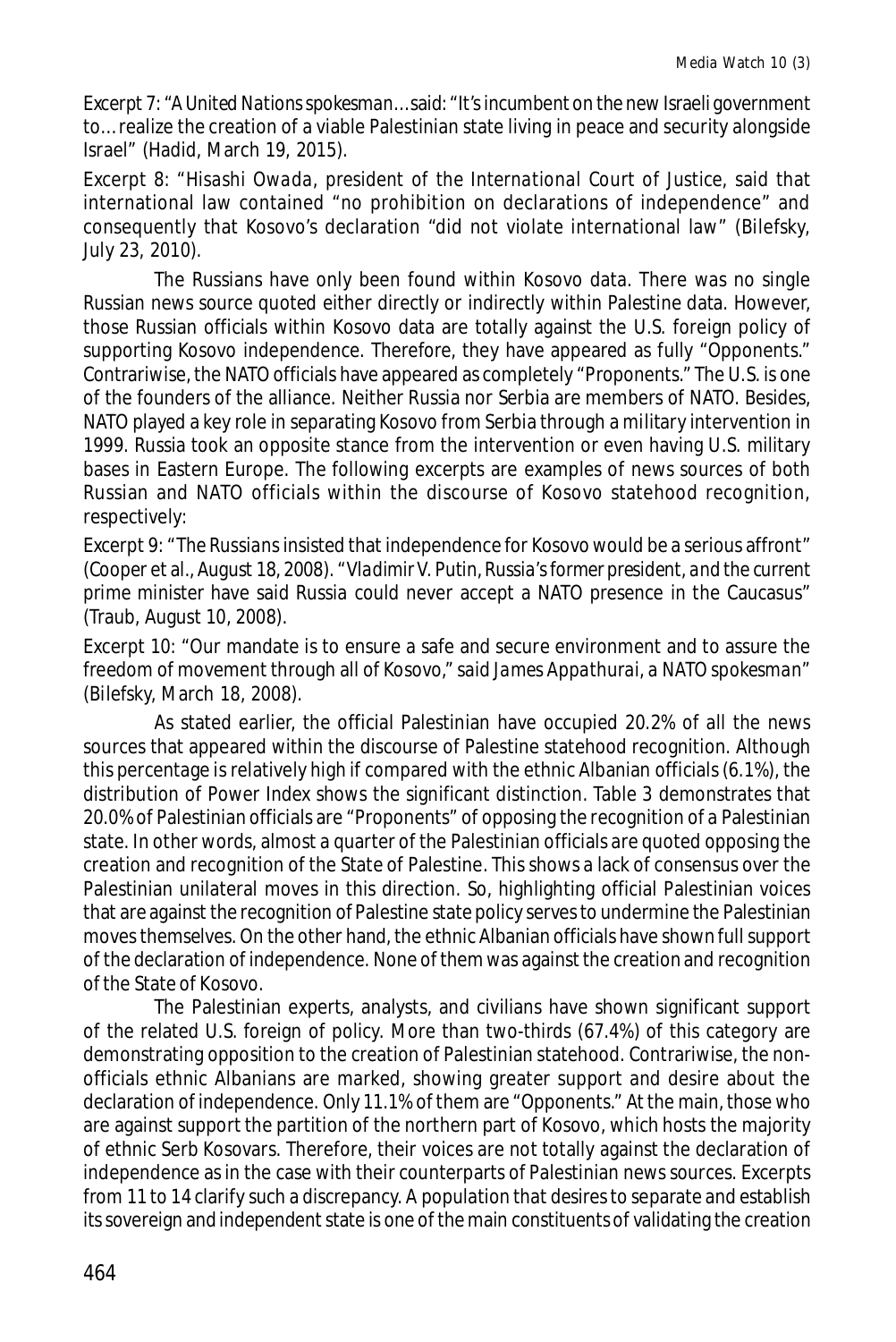Excerpt 7: "A United Nations spokesman…said: "It's incumbent on the new Israeli government to… realize the creation of a viable Palestinian state living in peace and security alongside Israel" (Hadid, March 19, 2015).

Excerpt 8: "Hisashi Owada, president of the International Court of Justice, said that international law contained "no prohibition on declarations of independence" and consequently that Kosovo's declaration "did not violate international law" (Bilefsky, July 23, 2010).

The Russians have only been found within Kosovo data. There was no single Russian news source quoted either directly or indirectly within Palestine data. However, those Russian officials within Kosovo data are totally against the U.S. foreign policy of supporting Kosovo independence. Therefore, they have appeared as fully "Opponents." Contrariwise, the NATO officials have appeared as completely "Proponents." The U.S. is one of the founders of the alliance. Neither Russia nor Serbia are members of NATO. Besides, NATO played a key role in separating Kosovo from Serbia through a military intervention in 1999. Russia took an opposite stance from the intervention or even having U.S. military bases in Eastern Europe. The following excerpts are examples of news sources of both Russian and NATO officials within the discourse of Kosovo statehood recognition, respectively:

Excerpt 9: "The Russians insisted that independence for Kosovo would be a serious affront" (Cooper et al., August 18, 2008). "Vladimir V. Putin, Russia's former president, and the current prime minister have said Russia could never accept a NATO presence in the Caucasus" (Traub, August 10, 2008).

Excerpt 10: "Our mandate is to ensure a safe and secure environment and to assure the freedom of movement through all of Kosovo," said James Appathurai, a NATO spokesman" (Bilefsky, March 18, 2008).

As stated earlier, the official Palestinian have occupied 20.2% of all the news sources that appeared within the discourse of Palestine statehood recognition. Although this percentage is relatively high if compared with the ethnic Albanian officials (6.1%), the distribution of Power Index shows the significant distinction. Table 3 demonstrates that 20.0% of Palestinian officials are "Proponents" of opposing the recognition of a Palestinian state. In other words, almost a quarter of the Palestinian officials are quoted opposing the creation and recognition of the State of Palestine. This shows a lack of consensus over the Palestinian unilateral moves in this direction. So, highlighting official Palestinian voices that are against the recognition of Palestine state policy serves to undermine the Palestinian moves themselves. On the other hand, the ethnic Albanian officials have shown full support of the declaration of independence. None of them was against the creation and recognition of the State of Kosovo.

The Palestinian experts, analysts, and civilians have shown significant support of the related U.S. foreign of policy. More than two-thirds (67.4%) of this category are demonstrating opposition to the creation of Palestinian statehood. Contrariwise, the non-officials ethnic Albanians are marked, showing greater support and desire about the declaration of independence. Only 11.1% of them are "Opponents." At the main, those who are against support the partition of the northern part of Kosovo, which hosts the majority of ethnic Serb Kosovars. Therefore, their voices are not totally against the declaration of independence as in the case with their counterparts of Palestinian news sources. Excerpts from 11 to 14 clarify such a discrepancy. A population that desires to separate and establish its sovereign and independent state is one of the main constituents of validating the creation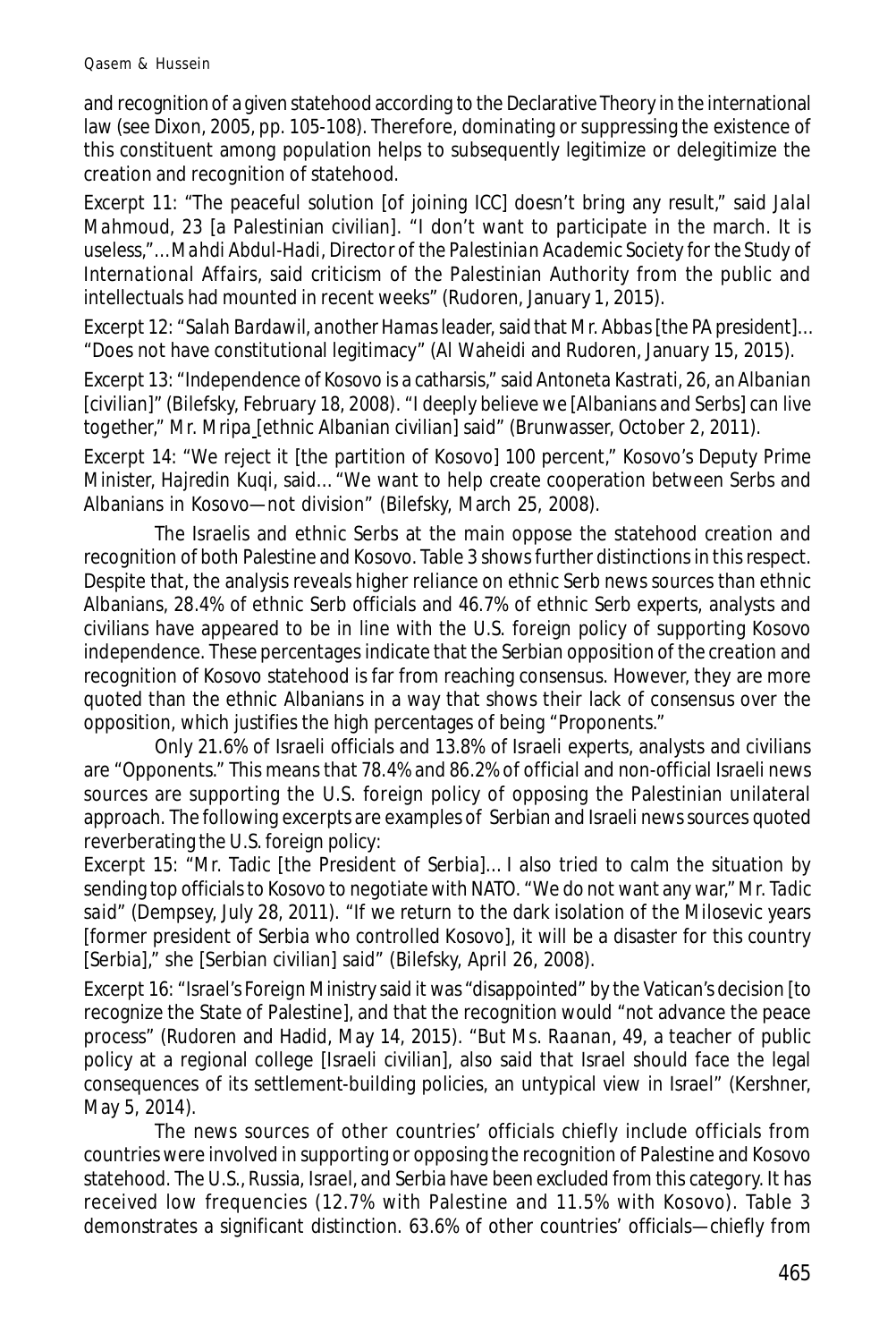and recognition of a given statehood according to the Declarative Theory in the international law (see Dixon, 2005, pp. 105-108). Therefore, dominating or suppressing the existence of this constituent among population helps to subsequently legitimize or delegitimize the creation and recognition of statehood.

Excerpt 11: "The peaceful solution [of joining ICC] doesn't bring any result," said *Jalal Mahmoud*, 23 [a Palestinian civilian]. "I don't want to participate in the march. It is useless,"…*Mahdi Abdul-Hadi, Director of the Palestinian Academic Society for the Study of International Affairs*, said criticism of the Palestinian Authority from the public and intellectuals had mounted in recent weeks" (Rudoren, January 1, 2015).

Excerpt 12: "*Salah Bardawil, another Hamas leader*, said that Mr. Abbas [the PA president]… "Does not have constitutional legitimacy" (Al Waheidi and Rudoren, January 15, 2015).

Excerpt 13: "Independence of Kosovo is a catharsis," said *Antoneta Kastrati, 26, an Albanian* [civilian]" (Bilefsky, February 18, 2008). "I deeply believe we [Albanians and Serbs] can live together," Mr. Mripa [ethnic Albanian civilian] said" (Brunwasser, October 2, 2011).

Excerpt 14: "We reject it [the partition of Kosovo] 100 percent," Kosovo's Deputy Prime Minister, Hajredin Kuqi, said… "We want to help create cooperation between Serbs and Albanians in Kosovo—not division" (Bilefsky, March 25, 2008).

The Israelis and ethnic Serbs at the main oppose the statehood creation and recognition of both Palestine and Kosovo. Table 3 shows further distinctions in this respect. Despite that, the analysis reveals higher reliance on ethnic Serb news sources than ethnic Albanians, 28.4% of ethnic Serb officials and 46.7% of ethnic Serb experts, analysts and civilians have appeared to be in line with the U.S. foreign policy of supporting Kosovo independence. These percentages indicate that the Serbian opposition of the creation and recognition of Kosovo statehood is far from reaching consensus. However, they are more quoted than the ethnic Albanians in a way that shows their lack of consensus over the opposition, which justifies the high percentages of being "Proponents."

Only 21.6% of Israeli officials and 13.8% of Israeli experts, analysts and civilians are "Opponents." This means that 78.4% and 86.2% of official and non-official Israeli news sources are supporting the U.S. foreign policy of opposing the Palestinian unilateral approach. The following excerpts are examples of Serbian and Israeli news sources quoted reverberating the U.S. foreign policy:

Excerpt 15: "Mr. Tadic [the President of Serbia]… I also tried to calm the situation by sending top officials to Kosovo to negotiate with NATO. "We do not want any war," *Mr. Tadic said*" (Dempsey, July 28, 2011). "If we return to the dark isolation of the Milosevic years [former president of Serbia who controlled Kosovo], it will be a disaster for this country [Serbia]," she [Serbian civilian] said" (Bilefsky, April 26, 2008).

Excerpt 16: "*Israel's Foreign Ministry* said it was "disappointed" by the Vatican's decision [to recognize the State of Palestine], and that the recognition would "not advance the peace process" (Rudoren and Hadid, May 14, 2015). "But *Ms. Raanan*, 49, a teacher of public policy at a regional college [Israeli civilian], also said that Israel should face the legal consequences of its settlement-building policies, an untypical view in Israel" (Kershner, May 5, 2014).

The news sources of other countries' officials chiefly include officials from countries were involved in supporting or opposing the recognition of Palestine and Kosovo statehood. The U.S., Russia, Israel, and Serbia have been excluded from this category. It has received low frequencies (12.7% with Palestine and 11.5% with Kosovo). Table 3 demonstrates a significant distinction. 63.6% of other countries' officials—chiefly from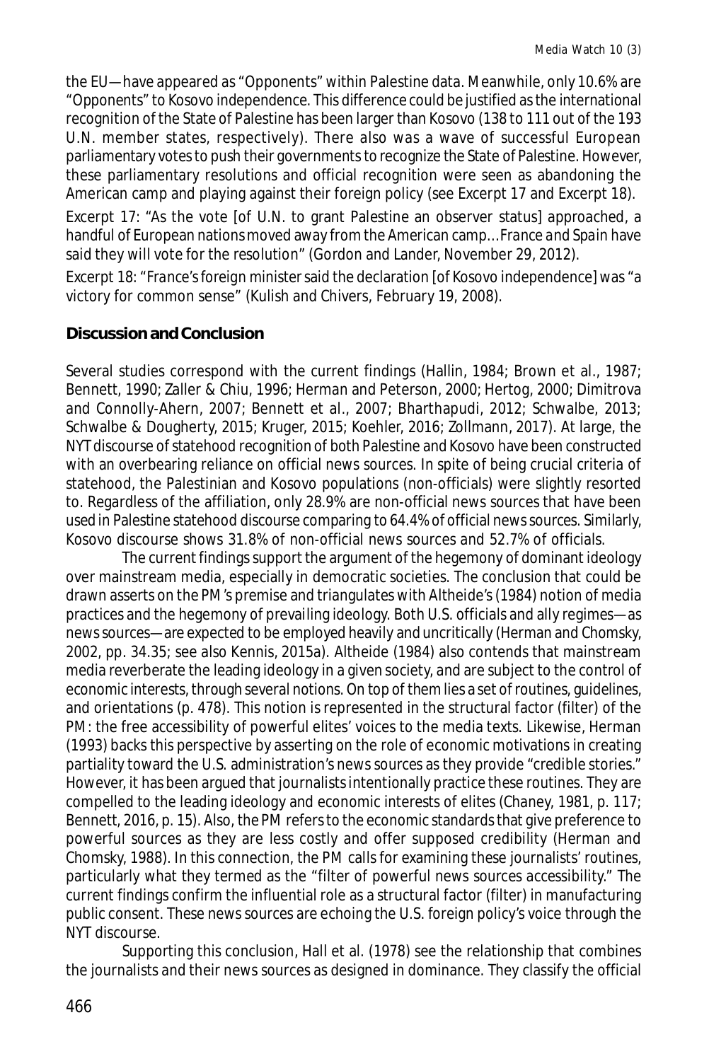the EU—have appeared as "Opponents" within Palestine data. Meanwhile, only 10.6% are "Opponents" to Kosovo independence. This difference could be justified as the international recognition of the State of Palestine has been larger than Kosovo (138 to 111 out of the 193 U.N. member states, respectively). There also was a wave of successful European parliamentary votes to push their governments to recognize the State of Palestine. However, these parliamentary resolutions and official recognition were seen as abandoning the American camp and playing against their foreign policy (see Excerpt 17 and Excerpt 18).

Excerpt 17: "As the vote [of U.N. to grant Palestine an observer status] approached, a handful of European nations moved away from the American camp…France and Spain have said they will vote for the resolution" (Gordon and Lander, November 29, 2012).

Excerpt 18: "France's foreign minister said the declaration [of Kosovo independence] was "a victory for common sense" (Kulish and Chivers, February 19, 2008).

## Discussion and Conclusion

Several studies correspond with the current findings (Hallin, 1984; Brown et al., 1987; Bennett, 1990; Zaller & Chiu, 1996; Herman and Peterson, 2000; Hertog, 2000; Dimitrova and Connolly-Ahern, 2007; Bennett et al., 2007; Bharthapudi, 2012; Schwalbe, 2013; Schwalbe & Dougherty, 2015; Kruger, 2015; Koehler, 2016; Zollmann, 2017). At large, the NYT discourse of statehood recognition of both Palestine and Kosovo have been constructed with an overbearing reliance on official news sources. In spite of being crucial criteria of statehood, the Palestinian and Kosovo populations (non-officials) were slightly resorted to. Regardless of the affiliation, only 28.9% are non-official news sources that have been used in Palestine statehood discourse comparing to 64.4% of official news sources. Similarly, Kosovo discourse shows 31.8% of non-official news sources and 52.7% of officials.

The current findings support the argument of the hegemony of dominant ideology over mainstream media, especially in democratic societies. The conclusion that could be drawn asserts on the PM's premise and triangulates with Altheide's (1984) notion of media practices and the hegemony of prevailing ideology. Both U.S. officials and ally regimes—as news sources—are expected to be employed heavily and uncritically (Herman and Chomsky, 2002, pp. 34.35; see also Kennis, 2015a). Altheide (1984) also contends that mainstream media reverberate the leading ideology in a given society, and are subject to the control of economic interests, through several notions. On top of them lies a set of routines, guidelines, and orientations (p. 478). This notion is represented in the structural factor (filter) of the PM: the free accessibility of powerful elites' voices to the media texts. Likewise, Herman (1993) backs this perspective by asserting on the role of economic motivations in creating partiality toward the U.S. administration's news sources as they provide "credible stories." However, it has been argued that journalists intentionally practice these routines. They are compelled to the leading ideology and economic interests of elites (Chaney, 1981, p. 117; Bennett, 2016, p. 15). Also, the PM refers to the economic standards that give preference to powerful sources as they are less costly and offer supposed credibility (Herman and Chomsky, 1988). In this connection, the PM calls for examining these journalists' routines, particularly what they termed as the "filter of powerful news sources accessibility." The current findings confirm the influential role as a structural factor (filter) in manufacturing public consent. These news sources are echoing the U.S. foreign policy's voice through the NYT discourse.

Supporting this conclusion, Hall et al. (1978) see the relationship that combines the journalists and their news sources as designed in dominance. They classify the official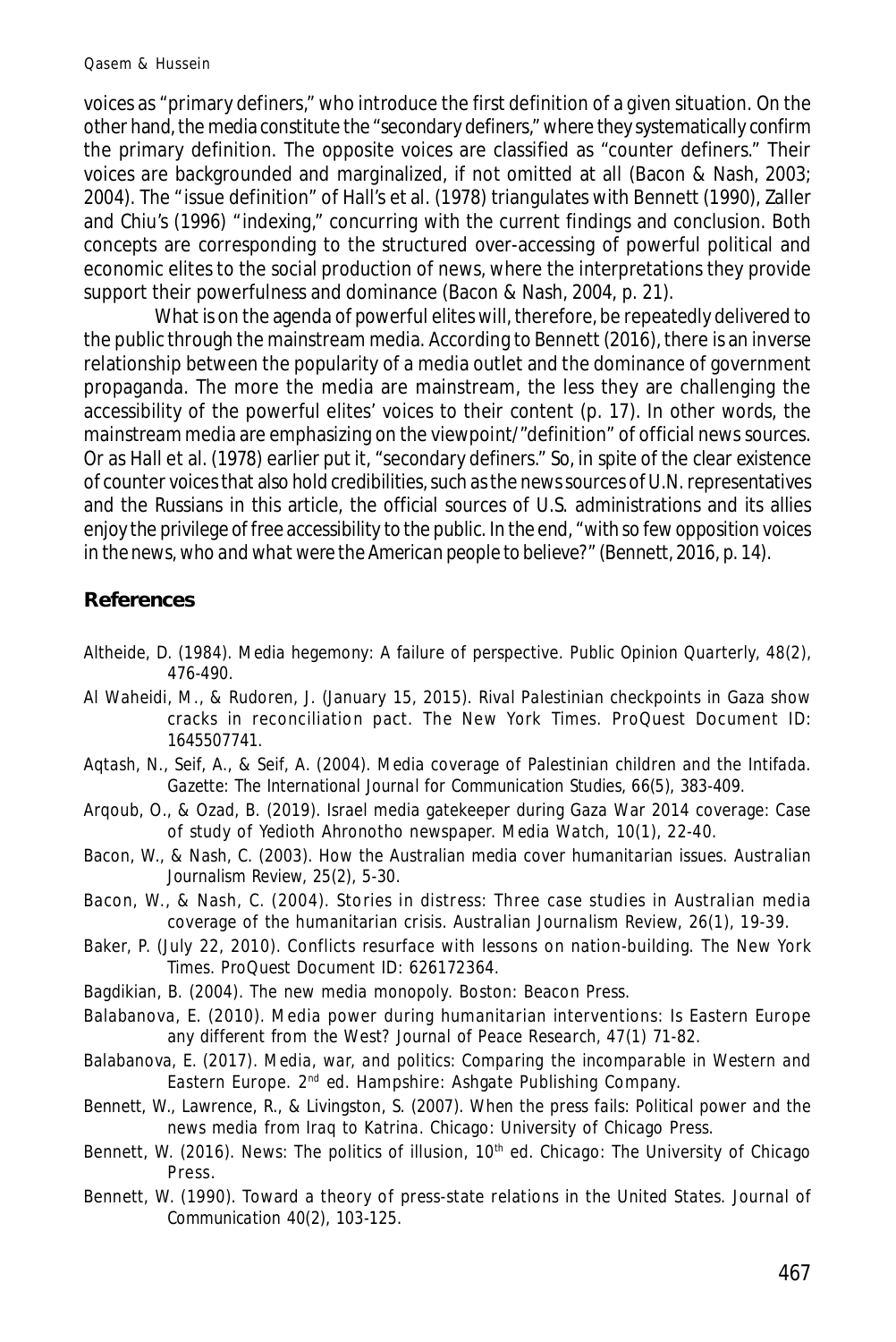voices as "primary definers," who introduce the first definition of a given situation. On the other hand, the media constitute the "secondary definers," where they systematically confirm the primary definition. The opposite voices are classified as "counter definers." Their voices are backgrounded and marginalized, if not omitted at all (Bacon & Nash, 2003; 2004). The "issue definition" of Hall's et al. (1978) triangulates with Bennett (1990), Zaller and Chiu's (1996) "indexing," concurring with the current findings and conclusion. Both concepts are corresponding to the structured over-accessing of powerful political and economic elites to the social production of news, where the interpretations they provide support their powerfulness and dominance (Bacon & Nash, 2004, p. 21).

What is on the agenda of powerful elites will, therefore, be repeatedly delivered to the public through the mainstream media. According to Bennett (2016), there is an inverse relationship between the popularity of a media outlet and the dominance of government propaganda. The more the media are mainstream, the less they are challenging the accessibility of the powerful elites' voices to their content (p. 17). In other words, the mainstream media are emphasizing on the viewpoint/"definition" of official news sources. Or as Hall et al. (1978) earlier put it, "secondary definers." So, in spite of the clear existence of counter voices that also hold credibilities, such as the news sources of U.N. representatives and the Russians in this article, the official sources of U.S. administrations and its allies enjoy the privilege of free accessibility to the public. In the end, "with so few opposition voices in the news, who and what were the American people to believe?" (Bennett, 2016, p. 14).

## References

Altheide, D. (1984). Media hegemony: A failure of perspective. *Public Opinion Quarterly, 48*(2), 476-490.

Al Waheidi, M., & Rudoren, J. (January 15, 2015). Rival Palestinian checkpoints in Gaza show cracks in reconciliation pact. *The New York Times*. ProQuest Document ID: 1645507741.

Aqtash, N., Seif, A., & Seif, A. (2004). Media coverage of Palestinian children and the Intifada. *Gazette: The International Journal for Communication Studies, 66*(5), 383-409.

Arqoub, O., & Ozad, B. (2019). Israel media gatekeeper during Gaza War 2014 coverage: Case of study of Yedioth Ahronotho newspaper. *Media Watch, 10*(1), 22-40.

Bacon, W., & Nash, C. (2003). How the Australian media cover humanitarian issues. *Australian Journalism Review, 25*(2), 5-30.

Bacon, W., & Nash, C. (2004). Stories in distress: Three case studies in Australian media coverage of the humanitarian crisis. *Australian Journalism Review, 26*(1), 19-39.

Baker, P. (July 22, 2010). Conflicts resurface with lessons on nation-building. *The New York Times*. ProQuest Document ID: 626172364.

Bagdikian, B. (2004). *The new media monopoly*. Boston: Beacon Press.

Balabanova, E. (2010). Media power during humanitarian interventions: Is Eastern Europe any different from the West? *Journal of Peace Research, 47*(1) 71-82.

Balabanova, E. (2017). *Media, war, and politics: Comparing the incomparable in Western and Eastern Europe*. 2nd ed. Hampshire: Ashgate Publishing Company.

Bennett, W., Lawrence, R., & Livingston, S. (2007). *When the press fails: Political power and the news media from Iraq to Katrina*. Chicago: University of Chicago Press.

Bennett, W. (2016). *News: The politics of illusion*, 10th ed. Chicago: The University of Chicago Press.

Bennett, W. (1990). Toward a theory of press-state relations in the United States. *Journal of Communication 40*(2), 103-125.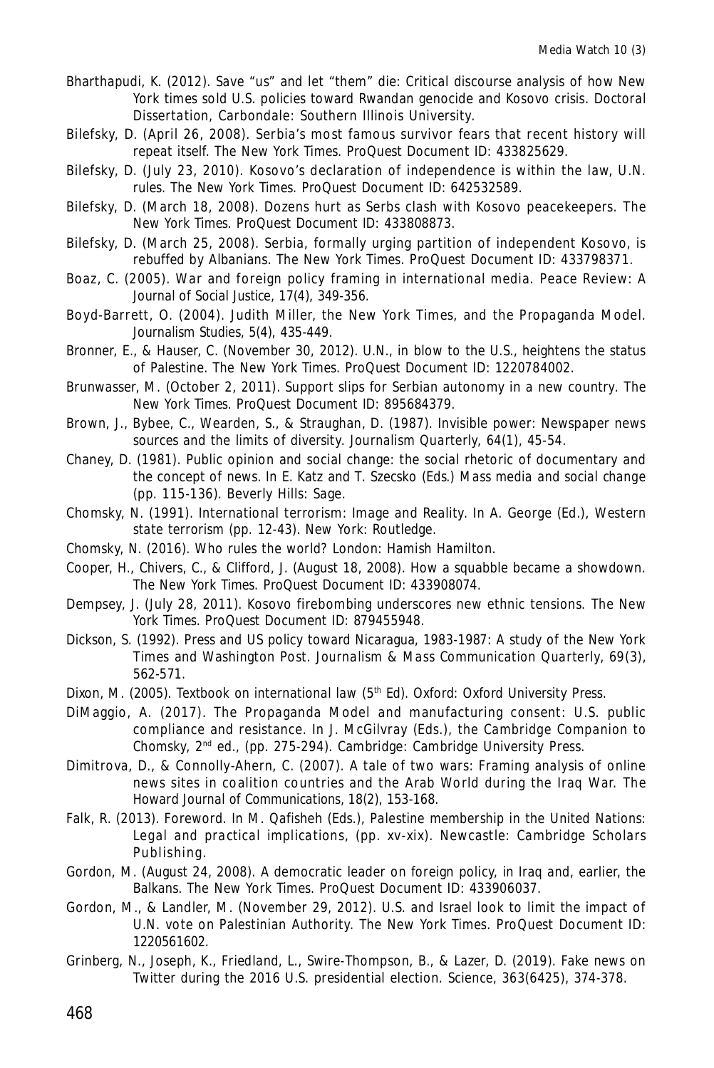Bharthapudi, K. (2012). Save "us" and let "them" die: Critical discourse analysis of how New York times sold U.S. policies toward Rwandan genocide and Kosovo crisis. Doctoral Dissertation, Carbondale: Southern Illinois University.

Bilefsky, D. (April 26, 2008). Serbia's most famous survivor fears that recent history will repeat itself. The New York Times. ProQuest Document ID: 433825629.

Bilefsky, D. (July 23, 2010). Kosovo's declaration of independence is within the law, U.N. rules. The New York Times. ProQuest Document ID: 642532589.

Bilefsky, D. (March 18, 2008). Dozens hurt as Serbs clash with Kosovo peacekeepers. The New York Times. ProQuest Document ID: 433808873.

Bilefsky, D. (March 25, 2008). Serbia, formally urging partition of independent Kosovo, is rebuffed by Albanians. The New York Times. ProQuest Document ID: 433798371.

Boaz, C. (2005). War and foreign policy framing in international media. Peace Review: A Journal of Social Justice, 17(4), 349-356.

Boyd-Barrett, O. (2004). Judith Miller, the New York Times, and the Propaganda Model. Journalism Studies, 5(4), 435-449.

Bronner, E., & Hauser, C. (November 30, 2012). U.N., in blow to the U.S., heightens the status of Palestine. The New York Times. ProQuest Document ID: 1220784002.

Brunwasser, M. (October 2, 2011). Support slips for Serbian autonomy in a new country. The New York Times. ProQuest Document ID: 895684379.

Brown, J., Bybee, C., Wearden, S., & Straughan, D. (1987). Invisible power: Newspaper news sources and the limits of diversity. Journalism Quarterly, 64(1), 45-54.

Chaney, D. (1981). Public opinion and social change: the social rhetoric of documentary and the concept of news. In E. Katz and T. Szecsko (Eds.) Mass media and social change (pp. 115-136). Beverly Hills: Sage.

Chomsky, N. (1991). International terrorism: Image and Reality. In A. George (Ed.), Western state terrorism (pp. 12-43). New York: Routledge.

Chomsky, N. (2016). Who rules the world? London: Hamish Hamilton.

Cooper, H., Chivers, C., & Clifford, J. (August 18, 2008). How a squabble became a showdown. The New York Times. ProQuest Document ID: 433908074.

Dempsey, J. (July 28, 2011). Kosovo firebombing underscores new ethnic tensions. The New York Times. ProQuest Document ID: 879455948.

Dickson, S. (1992). Press and US policy toward Nicaragua, 1983-1987: A study of the New York Times and Washington Post. Journalism & Mass Communication Quarterly, 69(3), 562-571.

Dixon, M. (2005). Textbook on international law (5th Ed). Oxford: Oxford University Press.

DiMaggio, A. (2017). The Propaganda Model and manufacturing consent: U.S. public compliance and resistance. In J. McGilvray (Eds.), the Cambridge Companion to Chomsky, 2nd ed., (pp. 275-294). Cambridge: Cambridge University Press.

Dimitrova, D., & Connolly-Ahern, C. (2007). A tale of two wars: Framing analysis of online news sites in coalition countries and the Arab World during the Iraq War. The Howard Journal of Communications, 18(2), 153-168.

Falk, R. (2013). Foreword. In M. Qafisheh (Eds.), Palestine membership in the United Nations: Legal and practical implications, (pp. xv-xix). Newcastle: Cambridge Scholars Publishing.

Gordon, M. (August 24, 2008). A democratic leader on foreign policy, in Iraq and, earlier, the Balkans. The New York Times. ProQuest Document ID: 433906037.

Gordon, M., & Landler, M. (November 29, 2012). U.S. and Israel look to limit the impact of U.N. vote on Palestinian Authority. The New York Times. ProQuest Document ID: 1220561602.

Grinberg, N., Joseph, K., Friedland, L., Swire-Thompson, B., & Lazer, D. (2019). Fake news on Twitter during the 2016 U.S. presidential election. Science, 363(6425), 374-378.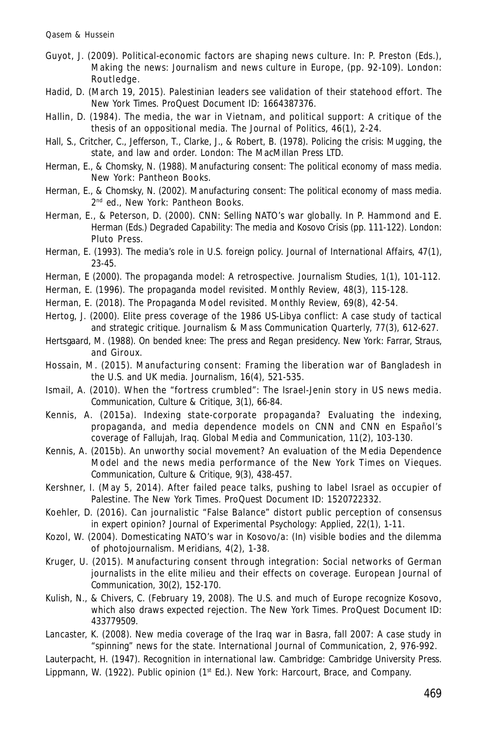Guyot, J. (2009). Political-economic factors are shaping news culture. In: P. Preston (Eds.), *Making the news: Journalism and news culture in Europe*, (pp. 92-109). London: Routledge.

Hadid, D. (March 19, 2015). Palestinian leaders see validation of their statehood effort. *The New York Times*. ProQuest Document ID: 1664387376.

Hallin, D. (1984). The media, the war in Vietnam, and political support: A critique of the thesis of an oppositional media. *The Journal of Politics*, 46(1), 2-24.

Hall, S., Critcher, C., Jefferson, T., Clarke, J., & Robert, B. (1978). *Policing the crisis: Mugging, the state, and law and order*. London: The MacMillan Press LTD.

Herman, E., & Chomsky, N. (1988). *Manufacturing consent: The political economy of mass media*. New York: Pantheon Books.

Herman, E., & Chomsky, N. (2002). *Manufacturing consent: The political economy of mass media*. 2nd ed., New York: Pantheon Books.

Herman, E., & Peterson, D. (2000). CNN: Selling NATO's war globally. In P. Hammond and E. Herman (Eds.) *Degraded Capability: The media and Kosovo Crisis* (pp. 111-122). London: Pluto Press.

Herman, E. (1993). The media's role in U.S. foreign policy. *Journal of International Affairs*, 47(1), 23-45.

Herman, E (2000). The propaganda model: A retrospective. *Journalism Studies*, 1(1), 101-112.

Herman, E. (1996). The propaganda model revisited. *Monthly Review*, 48(3), 115-128.

Herman, E. (2018). The Propaganda Model revisited. *Monthly Review*, 69(8), 42-54.

Hertog, J. (2000). Elite press coverage of the 1986 US-Libya conflict: A case study of tactical and strategic critique. *Journalism & Mass Communication Quarterly*, 77(3), 612-627.

Hertsgaard, M. (1988). *On bended knee: The press and Regan presidency*. New York: Farrar, Straus, and Giroux.

Hossain, M. (2015). Manufacturing consent: Framing the liberation war of Bangladesh in the U.S. and UK media. *Journalism*, 16(4), 521-535.

Ismail, A. (2010). When the "fortress crumbled": The Israel-Jenin story in US news media. *Communication, Culture & Critique*, 3(1), 66-84.

Kennis, A. (2015a). Indexing state-corporate propaganda? Evaluating the indexing, propaganda, and media dependence models on CNN and CNN en Español's coverage of Fallujah, Iraq. *Global Media and Communication*, 11(2), 103-130.

Kennis, A. (2015b). An unworthy social movement? An evaluation of the Media Dependence Model and the news media performance of the New York Times on Vieques. *Communication, Culture & Critique*, 9(3), 438-457.

Kershner, I. (May 5, 2014). After failed peace talks, pushing to label Israel as occupier of Palestine. *The New York Times*. ProQuest Document ID: 1520722332.

Koehler, D. (2016). Can journalistic "False Balance" distort public perception of consensus in expert opinion? *Journal of Experimental Psychology: Applied*, 22(1), 1-11.

Kozol, W. (2004). Domesticating NATO's war in Kosovo/a: (In) visible bodies and the dilemma of photojournalism. *Meridians*, 4(2), 1-38.

Kruger, U. (2015). Manufacturing consent through integration: Social networks of German journalists in the elite milieu and their effects on coverage. *European Journal of Communication*, 30(2), 152-170.

Kulish, N., & Chivers, C. (February 19, 2008). The U.S. and much of Europe recognize Kosovo, which also draws expected rejection. *The New York Times*. ProQuest Document ID: 433779509.

Lancaster, K. (2008). New media coverage of the Iraq war in Basra, fall 2007: A case study in "spinning" news for the state. *International Journal of Communication*, 2, 976-992.

Lauterpacht, H. (1947). *Recognition in international law*. Cambridge: Cambridge University Press.

Lippmann, W. (1922). *Public opinion* (1st Ed.). New York: Harcourt, Brace, and Company.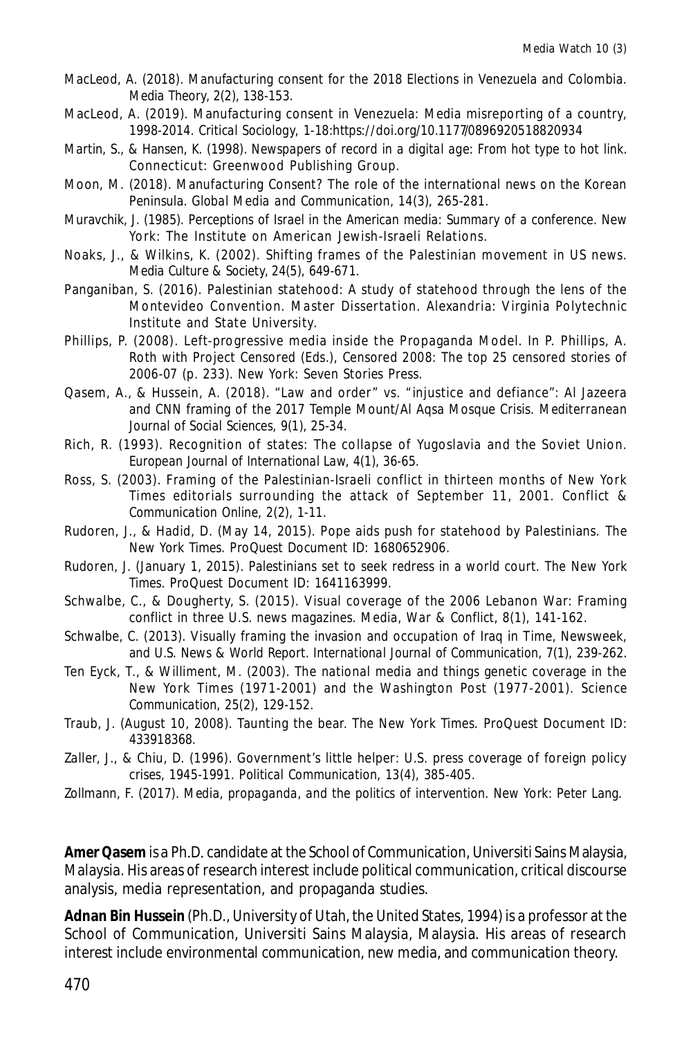MacLeod, A. (2018). Manufacturing consent for the 2018 Elections in Venezuela and Colombia. *Media Theory*, 2(2), 138-153.

MacLeod, A. (2019). Manufacturing consent in Venezuela: Media misreporting of a country, 1998-2014. *Critical Sociology*, 1-18:https://doi.org/10.1177/0896920518820934

Martin, S., & Hansen, K. (1998). *Newspapers of record in a digital age: From hot type to hot link*. Connecticut: Greenwood Publishing Group.

Moon, M. (2018). Manufacturing Consent? The role of the international news on the Korean Peninsula. *Global Media and Communication*, 14(3), 265-281.

Muravchik, J. (1985). *Perceptions of Israel in the American media: Summary of a conference*. New York: The Institute on American Jewish-Israeli Relations.

Noaks, J., & Wilkins, K. (2002). Shifting frames of the Palestinian movement in US news. *Media Culture & Society*, 24(5), 649-671.

Panganiban, S. (2016). Palestinian statehood: A study of statehood through the lens of the Montevideo Convention. *Master Dissertation*. Alexandria: Virginia Polytechnic Institute and State University.

Phillips, P. (2008). Left-progressive media inside the Propaganda Model. In P. Phillips, A. Roth with Project Censored (Eds.), Censored 2008: The top 25 censored stories of 2006-07 (p. 233). New York: Seven Stories Press.

Qasem, A., & Hussein, A. (2018). "Law and order" vs. "injustice and defiance": Al Jazeera and CNN framing of the 2017 Temple Mount/Al Aqsa Mosque Crisis. *Mediterranean Journal of Social Sciences*, 9(1), 25-34.

Rich, R. (1993). Recognition of states: The collapse of Yugoslavia and the Soviet Union. *European Journal of International Law*, 4(1), 36-65.

Ross, S. (2003). Framing of the Palestinian-Israeli conflict in thirteen months of New York Times editorials surrounding the attack of September 11, 2001. *Conflict & Communication Online*, 2(2), 1-11.

Rudoren, J., & Hadid, D. (May 14, 2015). Pope aids push for statehood by Palestinians. *The New York Times*. ProQuest Document ID: 1680652906.

Rudoren, J. (January 1, 2015). Palestinians set to seek redress in a world court. *The New York Times*. ProQuest Document ID: 1641163999.

Schwalbe, C., & Dougherty, S. (2015). Visual coverage of the 2006 Lebanon War: Framing conflict in three U.S. news magazines. *Media, War & Conflict*, 8(1), 141-162.

Schwalbe, C. (2013). Visually framing the invasion and occupation of Iraq in Time, Newsweek, and U.S. News & World Report. *International Journal of Communication*, 7(1), 239-262.

Ten Eyck, T., & Williment, M. (2003). The national media and things genetic coverage in the New York Times (1971-2001) and the Washington Post (1977-2001). *Science Communication*, 25(2), 129-152.

Traub, J. (August 10, 2008). Taunting the bear. *The New York Times*. ProQuest Document ID: 433918368.

Zaller, J., & Chiu, D. (1996). Government's little helper: U.S. press coverage of foreign policy crises, 1945-1991. *Political Communication*, 13(4), 385-405.

Zollmann, F. (2017). *Media, propaganda, and the politics of intervention*. New York: Peter Lang.

**Amer Qasem** is a Ph.D. candidate at the School of Communication, Universiti Sains Malaysia, Malaysia. His areas of research interest include political communication, critical discourse analysis, media representation, and propaganda studies.

**Adnan Bin Hussein** (Ph.D., University of Utah, the United States, 1994) is a professor at the School of Communication, Universiti Sains Malaysia, Malaysia. His areas of research interest include environmental communication, new media, and communication theory.